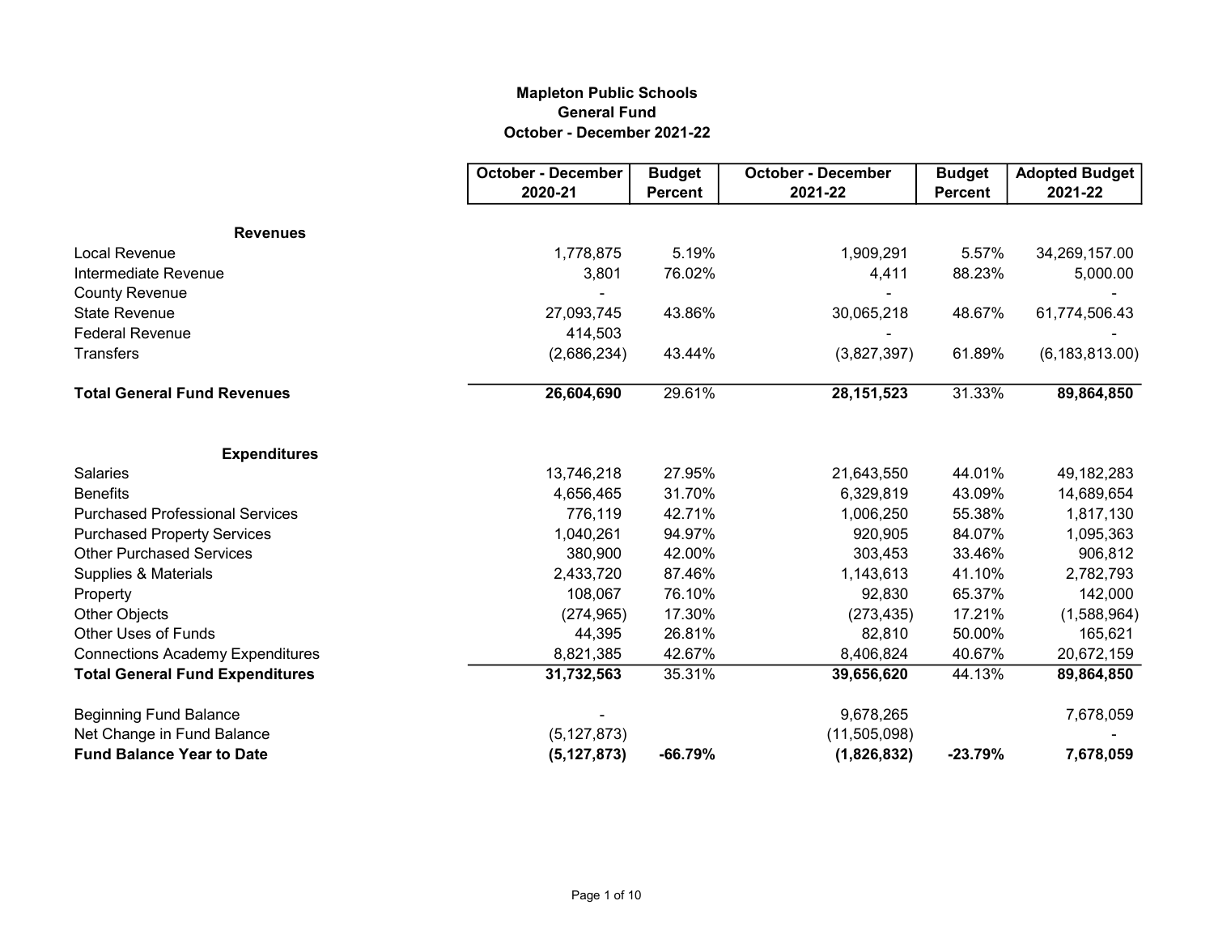**Mapleton Public Schools**
**General Fund**
**October - December 2021-22**

| | October - December 2020-21 | Budget Percent | October - December 2021-22 | Budget Percent | Adopted Budget 2021-22 |
|---|---|---|---|---|---|
| **Revenues** | | | | | |
| Local Revenue | 1,778,875 | 5.19% | 1,909,291 | 5.57% | 34,269,157.00 |
| Intermediate Revenue | 3,801 | 76.02% | 4,411 | 88.23% | 5,000.00 |
| County Revenue | - | | - | | - |
| State Revenue | 27,093,745 | 43.86% | 30,065,218 | 48.67% | 61,774,506.43 |
| Federal Revenue | 414,503 | | - | | - |
| Transfers | (2,686,234) | 43.44% | (3,827,397) | 61.89% | (6,183,813.00) |
| **Total General Fund Revenues** | **26,604,690** | 29.61% | **28,151,523** | 31.33% | **89,864,850** |
| **Expenditures** | | | | | |
| Salaries | 13,746,218 | 27.95% | 21,643,550 | 44.01% | 49,182,283 |
| Benefits | 4,656,465 | 31.70% | 6,329,819 | 43.09% | 14,689,654 |
| Purchased Professional Services | 776,119 | 42.71% | 1,006,250 | 55.38% | 1,817,130 |
| Purchased Property Services | 1,040,261 | 94.97% | 920,905 | 84.07% | 1,095,363 |
| Other Purchased Services | 380,900 | 42.00% | 303,453 | 33.46% | 906,812 |
| Supplies & Materials | 2,433,720 | 87.46% | 1,143,613 | 41.10% | 2,782,793 |
| Property | 108,067 | 76.10% | 92,830 | 65.37% | 142,000 |
| Other Objects | (274,965) | 17.30% | (273,435) | 17.21% | (1,588,964) |
| Other Uses of Funds | 44,395 | 26.81% | 82,810 | 50.00% | 165,621 |
| Connections Academy Expenditures | 8,821,385 | 42.67% | 8,406,824 | 40.67% | 20,672,159 |
| **Total General Fund Expenditures** | **31,732,563** | 35.31% | **39,656,620** | 44.13% | **89,864,850** |
| Beginning Fund Balance | - | | 9,678,265 | | 7,678,059 |
| Net Change in Fund Balance | (5,127,873) | | (11,505,098) | | - |
| **Fund Balance Year to Date** | **(5,127,873)** | **-66.79%** | **(1,826,832)** | **-23.79%** | **7,678,059** |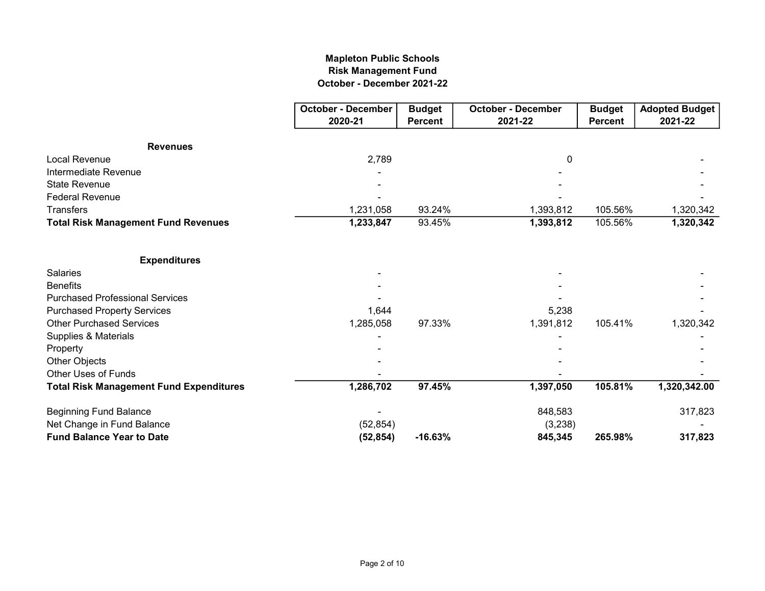**Mapleton Public Schools**
**Risk Management Fund**
**October - December 2021-22**

| | October - December 2020-21 | Budget Percent | October - December 2021-22 | Budget Percent | Adopted Budget 2021-22 |
|---|---|---|---|---|---|
| **Revenues** | | | | | |
| Local Revenue | 2,789 | | 0 | | - |
| Intermediate Revenue | - | | - | | - |
| State Revenue | - | | - | | - |
| Federal Revenue | - | | - | | - |
| Transfers | 1,231,058 | 93.24% | 1,393,812 | 105.56% | 1,320,342 |
| **Total Risk Management Fund Revenues** | **1,233,847** | 93.45% | **1,393,812** | 105.56% | **1,320,342** |
| **Expenditures** | | | | | |
| Salaries | - | | - | | - |
| Benefits | - | | - | | - |
| Purchased Professional Services | - | | - | | - |
| Purchased Property Services | 1,644 | | 5,238 | | - |
| Other Purchased Services | 1,285,058 | 97.33% | 1,391,812 | 105.41% | 1,320,342 |
| Supplies & Materials | - | | - | | - |
| Property | - | | - | | - |
| Other Objects | - | | - | | - |
| Other Uses of Funds | - | | - | | - |
| **Total Risk Management Fund Expenditures** | **1,286,702** | **97.45%** | **1,397,050** | **105.81%** | **1,320,342.00** |
| Beginning Fund Balance | - | | 848,583 | | 317,823 |
| Net Change in Fund Balance | (52,854) | | (3,238) | | - |
| **Fund Balance Year to Date** | **(52,854)** | **-16.63%** | **845,345** | **265.98%** | **317,823** |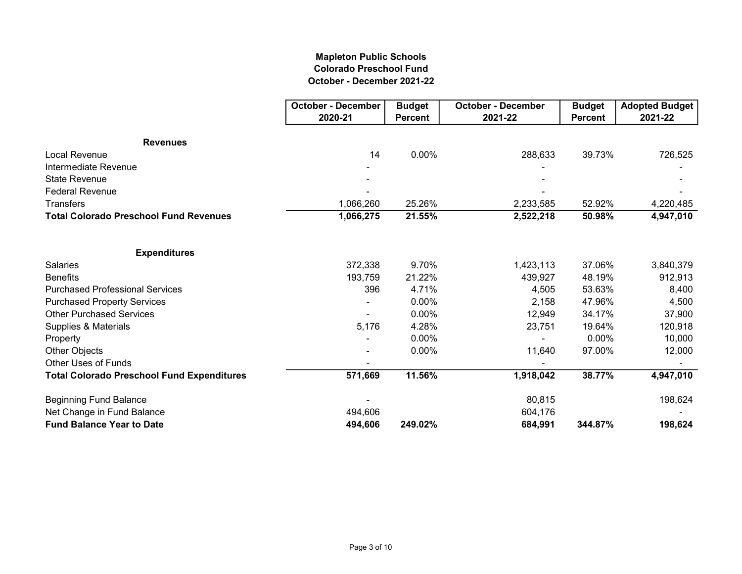**Mapleton Public Schools**
**Colorado Preschool Fund**
**October - December 2021-22**

| | October - December 2020-21 | Budget Percent | October - December 2021-22 | Budget Percent | Adopted Budget 2021-22 |
|---|---|---|---|---|---|
| **Revenues** | | | | | |
| Local Revenue | 14 | 0.00% | 288,633 | 39.73% | 726,525 |
| Intermediate Revenue | - | | - | | - |
| State Revenue | - | | - | | - |
| Federal Revenue | - | | - | | - |
| Transfers | 1,066,260 | 25.26% | 2,233,585 | 52.92% | 4,220,485 |
| **Total Colorado Preschool Fund Revenues** | **1,066,275** | **21.55%** | **2,522,218** | **50.98%** | **4,947,010** |
| | | | | | |
| **Expenditures** | | | | | |
| Salaries | 372,338 | 9.70% | 1,423,113 | 37.06% | 3,840,379 |
| Benefits | 193,759 | 21.22% | 439,927 | 48.19% | 912,913 |
| Purchased Professional Services | 396 | 4.71% | 4,505 | 53.63% | 8,400 |
| Purchased Property Services | - | 0.00% | 2,158 | 47.96% | 4,500 |
| Other Purchased Services | - | 0.00% | 12,949 | 34.17% | 37,900 |
| Supplies & Materials | 5,176 | 4.28% | 23,751 | 19.64% | 120,918 |
| Property | - | 0.00% | - | 0.00% | 10,000 |
| Other Objects | - | 0.00% | 11,640 | 97.00% | 12,000 |
| Other Uses of Funds | - | | - | | - |
| **Total Colorado Preschool Fund Expenditures** | **571,669** | **11.56%** | **1,918,042** | **38.77%** | **4,947,010** |
| | | | | | |
| Beginning Fund Balance | - | | 80,815 | | 198,624 |
| Net Change in Fund Balance | 494,606 | | 604,176 | | - |
| **Fund Balance Year to Date** | **494,606** | **249.02%** | **684,991** | **344.87%** | **198,624** |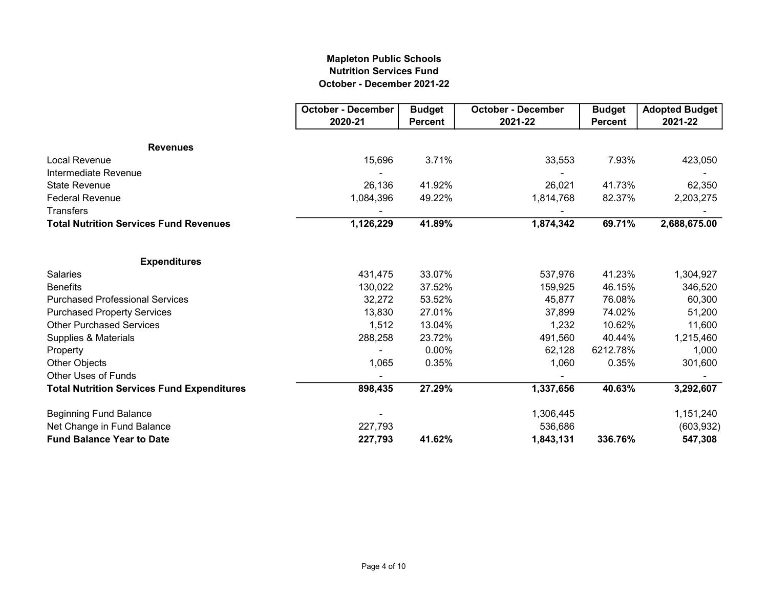**Mapleton Public Schools**
**Nutrition Services Fund**
**October - December 2021-22**

| | October - December 2020-21 | Budget Percent | October - December 2021-22 | Budget Percent | Adopted Budget 2021-22 |
|---|---|---|---|---|---|
| **Revenues** | | | | | |
| Local Revenue | 15,696 | 3.71% | 33,553 | 7.93% | 423,050 |
| Intermediate Revenue | - | | - | | - |
| State Revenue | 26,136 | 41.92% | 26,021 | 41.73% | 62,350 |
| Federal Revenue | 1,084,396 | 49.22% | 1,814,768 | 82.37% | 2,203,275 |
| Transfers | - | | - | | - |
| **Total Nutrition Services Fund Revenues** | **1,126,229** | **41.89%** | **1,874,342** | **69.71%** | **2,688,675.00** |
| | | | | | |
| **Expenditures** | | | | | |
| Salaries | 431,475 | 33.07% | 537,976 | 41.23% | 1,304,927 |
| Benefits | 130,022 | 37.52% | 159,925 | 46.15% | 346,520 |
| Purchased Professional Services | 32,272 | 53.52% | 45,877 | 76.08% | 60,300 |
| Purchased Property Services | 13,830 | 27.01% | 37,899 | 74.02% | 51,200 |
| Other Purchased Services | 1,512 | 13.04% | 1,232 | 10.62% | 11,600 |
| Supplies & Materials | 288,258 | 23.72% | 491,560 | 40.44% | 1,215,460 |
| Property | - | 0.00% | 62,128 | 6212.78% | 1,000 |
| Other Objects | 1,065 | 0.35% | 1,060 | 0.35% | 301,600 |
| Other Uses of Funds | - | | - | | - |
| **Total Nutrition Services Fund Expenditures** | **898,435** | **27.29%** | **1,337,656** | **40.63%** | **3,292,607** |
| | | | | | |
| Beginning Fund Balance | - | | 1,306,445 | | 1,151,240 |
| Net Change in Fund Balance | 227,793 | | 536,686 | | (603,932) |
| **Fund Balance Year to Date** | **227,793** | **41.62%** | **1,843,131** | **336.76%** | **547,308** |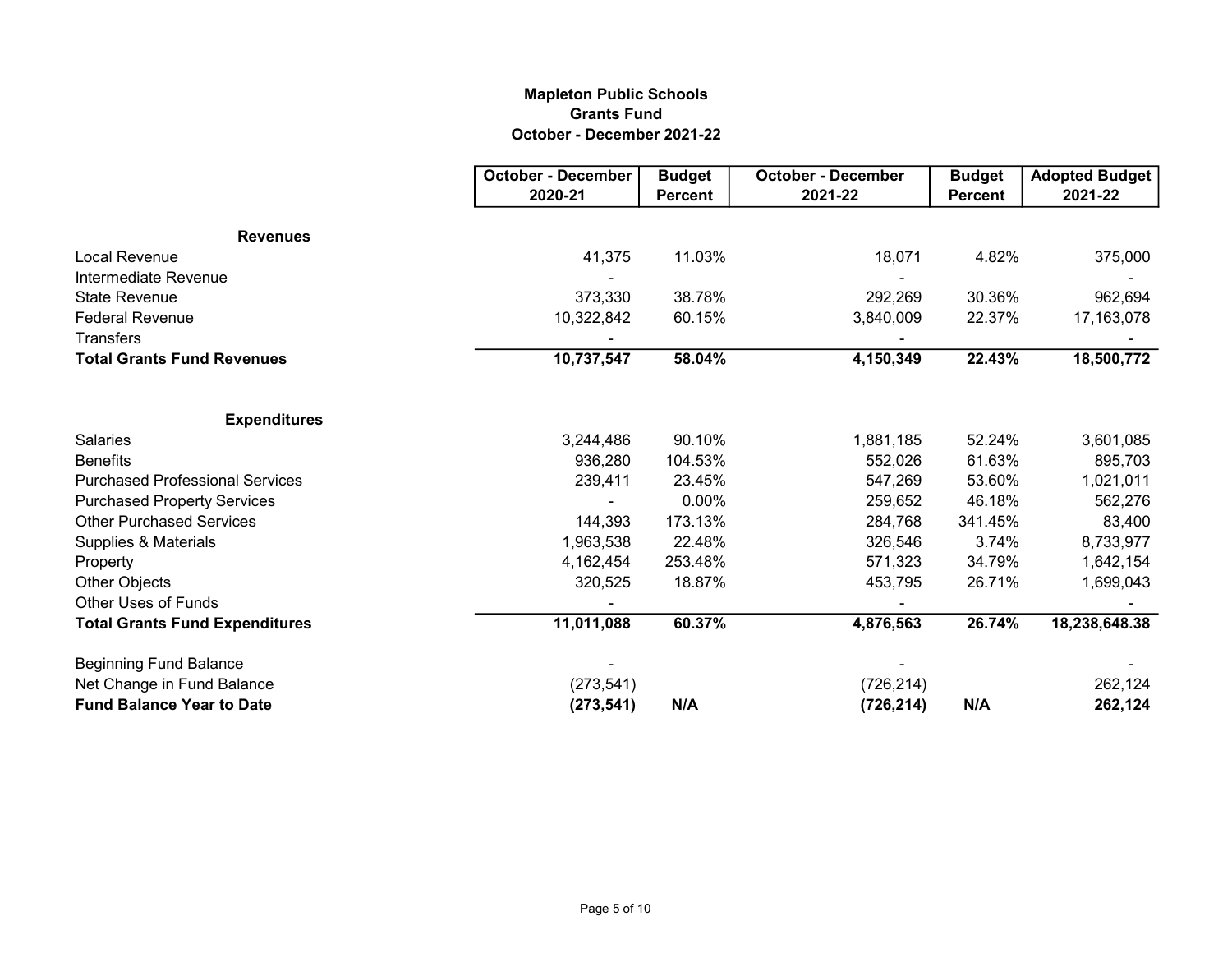# Mapleton Public Schools
## Grants Fund
### October - December 2021-22

| | October - December 2020-21 | Budget Percent | October - December 2021-22 | Budget Percent | Adopted Budget 2021-22 |
|---|---|---|---|---|---|
| **Revenues** | | | | | |
| Local Revenue | 41,375 | 11.03% | 18,071 | 4.82% | 375,000 |
| Intermediate Revenue | - | | - | | - |
| State Revenue | 373,330 | 38.78% | 292,269 | 30.36% | 962,694 |
| Federal Revenue | 10,322,842 | 60.15% | 3,840,009 | 22.37% | 17,163,078 |
| Transfers | - | | - | | - |
| **Total Grants Fund Revenues** | **10,737,547** | **58.04%** | **4,150,349** | **22.43%** | **18,500,772** |
| | | | | | |
| **Expenditures** | | | | | |
| Salaries | 3,244,486 | 90.10% | 1,881,185 | 52.24% | 3,601,085 |
| Benefits | 936,280 | 104.53% | 552,026 | 61.63% | 895,703 |
| Purchased Professional Services | 239,411 | 23.45% | 547,269 | 53.60% | 1,021,011 |
| Purchased Property Services | - | 0.00% | 259,652 | 46.18% | 562,276 |
| Other Purchased Services | 144,393 | 173.13% | 284,768 | 341.45% | 83,400 |
| Supplies & Materials | 1,963,538 | 22.48% | 326,546 | 3.74% | 8,733,977 |
| Property | 4,162,454 | 253.48% | 571,323 | 34.79% | 1,642,154 |
| Other Objects | 320,525 | 18.87% | 453,795 | 26.71% | 1,699,043 |
| Other Uses of Funds | - | | - | | - |
| **Total Grants Fund Expenditures** | **11,011,088** | **60.37%** | **4,876,563** | **26.74%** | **18,238,648.38** |
| | | | | | |
| Beginning Fund Balance | - | | - | | - |
| Net Change in Fund Balance | (273,541) | | (726,214) | | 262,124 |
| **Fund Balance Year to Date** | **(273,541)** | **N/A** | **(726,214)** | **N/A** | **262,124** |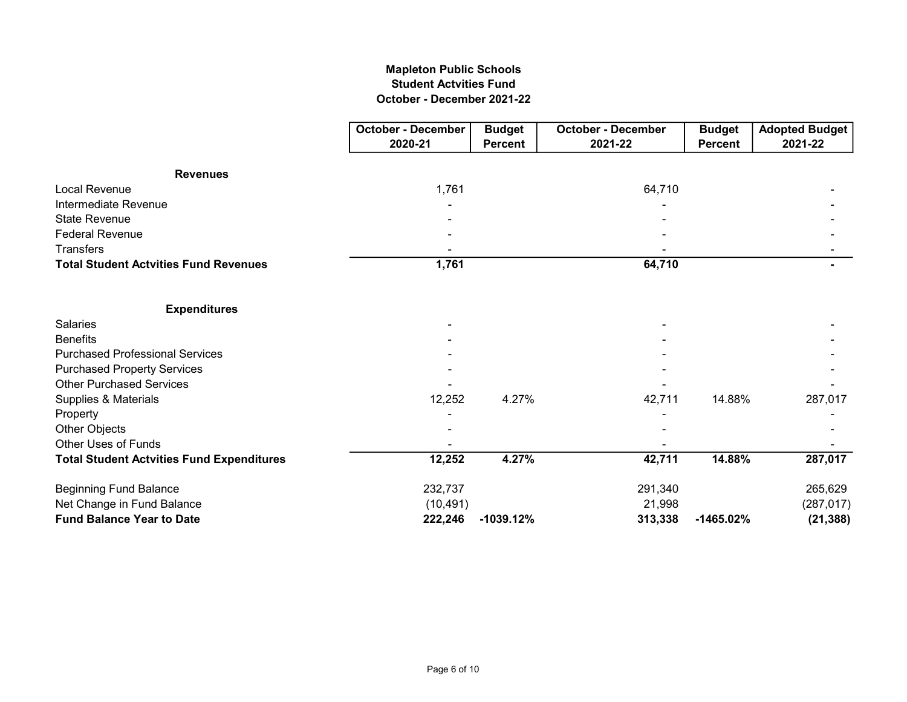**Mapleton Public Schools**
**Student Actvities Fund**
**October - December 2021-22**

| | October - December 2020-21 | Budget Percent | October - December 2021-22 | Budget Percent | Adopted Budget 2021-22 |
|---|---|---|---|---|---|
| **Revenues** | | | | | |
| Local Revenue | 1,761 | | 64,710 | | - |
| Intermediate Revenue | - | | - | | - |
| State Revenue | - | | - | | - |
| Federal Revenue | - | | - | | - |
| Transfers | - | | - | | - |
| **Total Student Actvities Fund Revenues** | **1,761** | | **64,710** | | **-** |
| **Expenditures** | | | | | |
| Salaries | - | | - | | - |
| Benefits | - | | - | | - |
| Purchased Professional Services | - | | - | | - |
| Purchased Property Services | - | | - | | - |
| Other Purchased Services | - | | - | | - |
| Supplies & Materials | 12,252 | 4.27% | 42,711 | 14.88% | 287,017 |
| Property | - | | - | | - |
| Other Objects | - | | - | | - |
| Other Uses of Funds | - | | - | | - |
| **Total Student Actvities Fund Expenditures** | **12,252** | **4.27%** | **42,711** | **14.88%** | **287,017** |
| Beginning Fund Balance | 232,737 | | 291,340 | | 265,629 |
| Net Change in Fund Balance | (10,491) | | 21,998 | | (287,017) |
| **Fund Balance Year to Date** | **222,246** | **-1039.12%** | **313,338** | **-1465.02%** | **(21,388)** |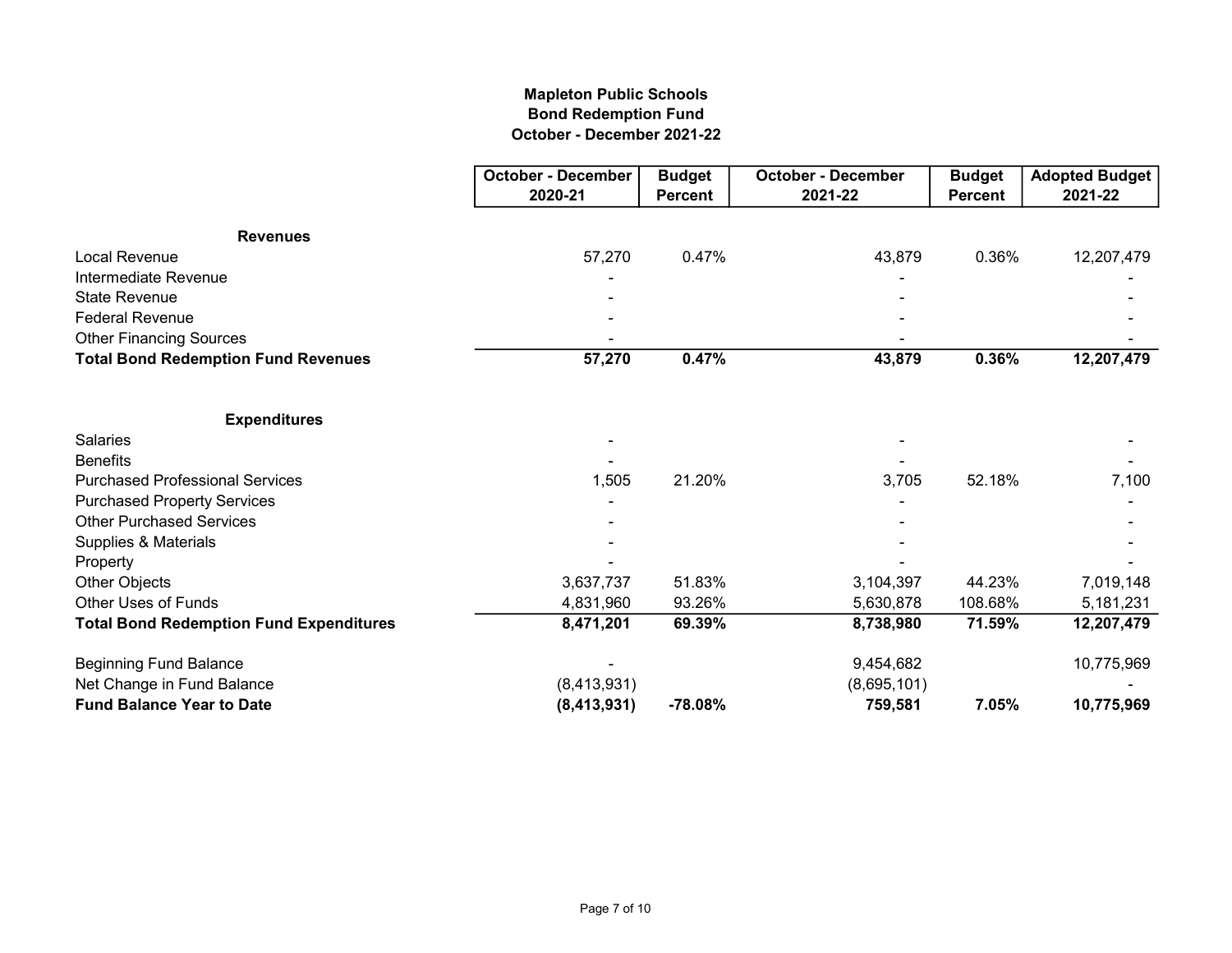## Mapleton Public Schools
## Bond Redemption Fund
## October - December 2021-22

| | October - December 2020-21 | Budget Percent | October - December 2021-22 | Budget Percent | Adopted Budget 2021-22 |
|---|---|---|---|---|---|
| **Revenues** | | | | | |
| Local Revenue | 57,270 | 0.47% | 43,879 | 0.36% | 12,207,479 |
| Intermediate Revenue | - | | - | | - |
| State Revenue | - | | - | | - |
| Federal Revenue | - | | - | | - |
| Other Financing Sources | - | | - | | - |
| **Total Bond Redemption Fund Revenues** | **57,270** | **0.47%** | **43,879** | **0.36%** | **12,207,479** |
| | | | | | |
| **Expenditures** | | | | | |
| Salaries | - | | - | | - |
| Benefits | - | | - | | - |
| Purchased Professional Services | 1,505 | 21.20% | 3,705 | 52.18% | 7,100 |
| Purchased Property Services | - | | - | | - |
| Other Purchased Services | - | | - | | - |
| Supplies & Materials | - | | - | | - |
| Property | - | | - | | - |
| Other Objects | 3,637,737 | 51.83% | 3,104,397 | 44.23% | 7,019,148 |
| Other Uses of Funds | 4,831,960 | 93.26% | 5,630,878 | 108.68% | 5,181,231 |
| **Total Bond Redemption Fund Expenditures** | **8,471,201** | **69.39%** | **8,738,980** | **71.59%** | **12,207,479** |
| | | | | | |
| Beginning Fund Balance | - | | 9,454,682 | | 10,775,969 |
| Net Change in Fund Balance | (8,413,931) | | (8,695,101) | | - |
| **Fund Balance Year to Date** | **(8,413,931)** | **-78.08%** | **759,581** | **7.05%** | **10,775,969** |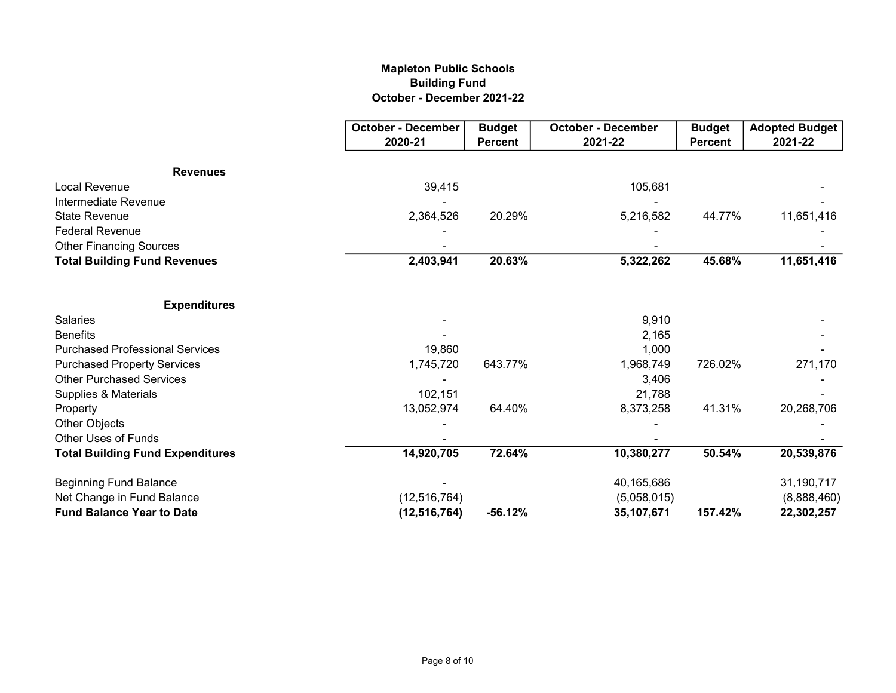**Mapleton Public Schools**
**Building Fund**
**October - December 2021-22**

| | October - December 2020-21 | Budget Percent | October - December 2021-22 | Budget Percent | Adopted Budget 2021-22 |
|---|---|---|---|---|---|
| **Revenues** | | | | | |
| Local Revenue | 39,415 | | 105,681 | | - |
| Intermediate Revenue | - | | - | | - |
| State Revenue | 2,364,526 | 20.29% | 5,216,582 | 44.77% | 11,651,416 |
| Federal Revenue | - | | - | | - |
| Other Financing Sources | - | | - | | - |
| **Total Building Fund Revenues** | **2,403,941** | **20.63%** | **5,322,262** | **45.68%** | **11,651,416** |
| | | | | | |
| **Expenditures** | | | | | |
| Salaries | - | | 9,910 | | - |
| Benefits | - | | 2,165 | | - |
| Purchased Professional Services | 19,860 | | 1,000 | | - |
| Purchased Property Services | 1,745,720 | 643.77% | 1,968,749 | 726.02% | 271,170 |
| Other Purchased Services | - | | 3,406 | | - |
| Supplies & Materials | 102,151 | | 21,788 | | - |
| Property | 13,052,974 | 64.40% | 8,373,258 | 41.31% | 20,268,706 |
| Other Objects | - | | - | | - |
| Other Uses of Funds | - | | - | | - |
| **Total Building Fund Expenditures** | **14,920,705** | **72.64%** | **10,380,277** | **50.54%** | **20,539,876** |
| | | | | | |
| Beginning Fund Balance | - | | 40,165,686 | | 31,190,717 |
| Net Change in Fund Balance | (12,516,764) | | (5,058,015) | | (8,888,460) |
| **Fund Balance Year to Date** | **(12,516,764)** | **-56.12%** | **35,107,671** | **157.42%** | **22,302,257** |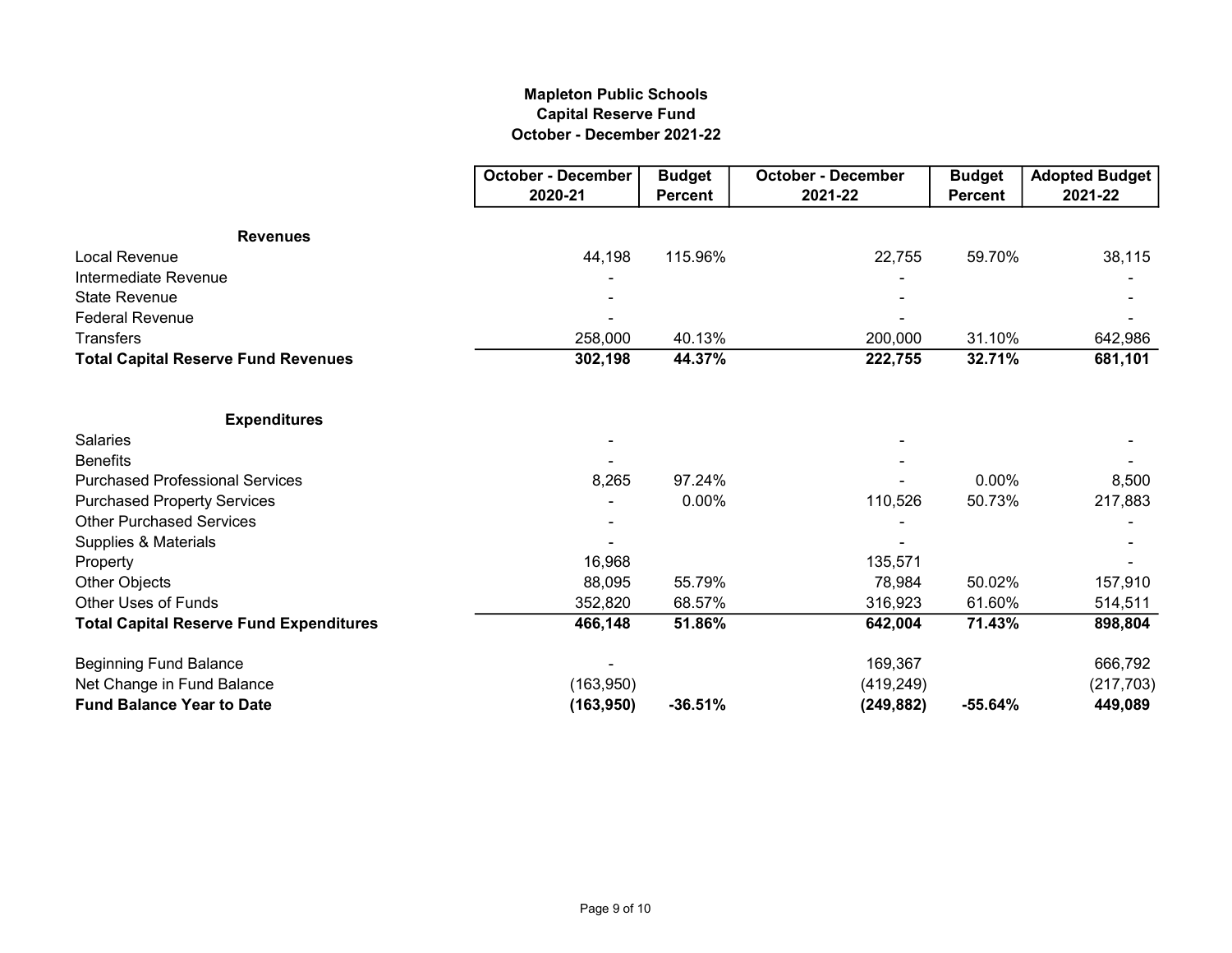**Mapleton Public Schools**
**Capital Reserve Fund**
**October - December 2021-22**

| | October - December 2020-21 | Budget Percent | October - December 2021-22 | Budget Percent | Adopted Budget 2021-22 |
|---|---|---|---|---|---|
| **Revenues** | | | | | |
| Local Revenue | 44,198 | 115.96% | 22,755 | 59.70% | 38,115 |
| Intermediate Revenue | - | | - | | - |
| State Revenue | - | | - | | - |
| Federal Revenue | - | | - | | - |
| Transfers | 258,000 | 40.13% | 200,000 | 31.10% | 642,986 |
| **Total Capital Reserve Fund Revenues** | **302,198** | **44.37%** | **222,755** | **32.71%** | **681,101** |
| | | | | | |
| **Expenditures** | | | | | |
| Salaries | - | | - | | - |
| Benefits | - | | - | | - |
| Purchased Professional Services | 8,265 | 97.24% | - | 0.00% | 8,500 |
| Purchased Property Services | - | 0.00% | 110,526 | 50.73% | 217,883 |
| Other Purchased Services | - | | - | | - |
| Supplies & Materials | - | | - | | - |
| Property | 16,968 | | 135,571 | | - |
| Other Objects | 88,095 | 55.79% | 78,984 | 50.02% | 157,910 |
| Other Uses of Funds | 352,820 | 68.57% | 316,923 | 61.60% | 514,511 |
| **Total Capital Reserve Fund Expenditures** | **466,148** | **51.86%** | **642,004** | **71.43%** | **898,804** |
| | | | | | |
| Beginning Fund Balance | - | | 169,367 | | 666,792 |
| Net Change in Fund Balance | (163,950) | | (419,249) | | (217,703) |
| **Fund Balance Year to Date** | **(163,950)** | **-36.51%** | **(249,882)** | **-55.64%** | **449,089** |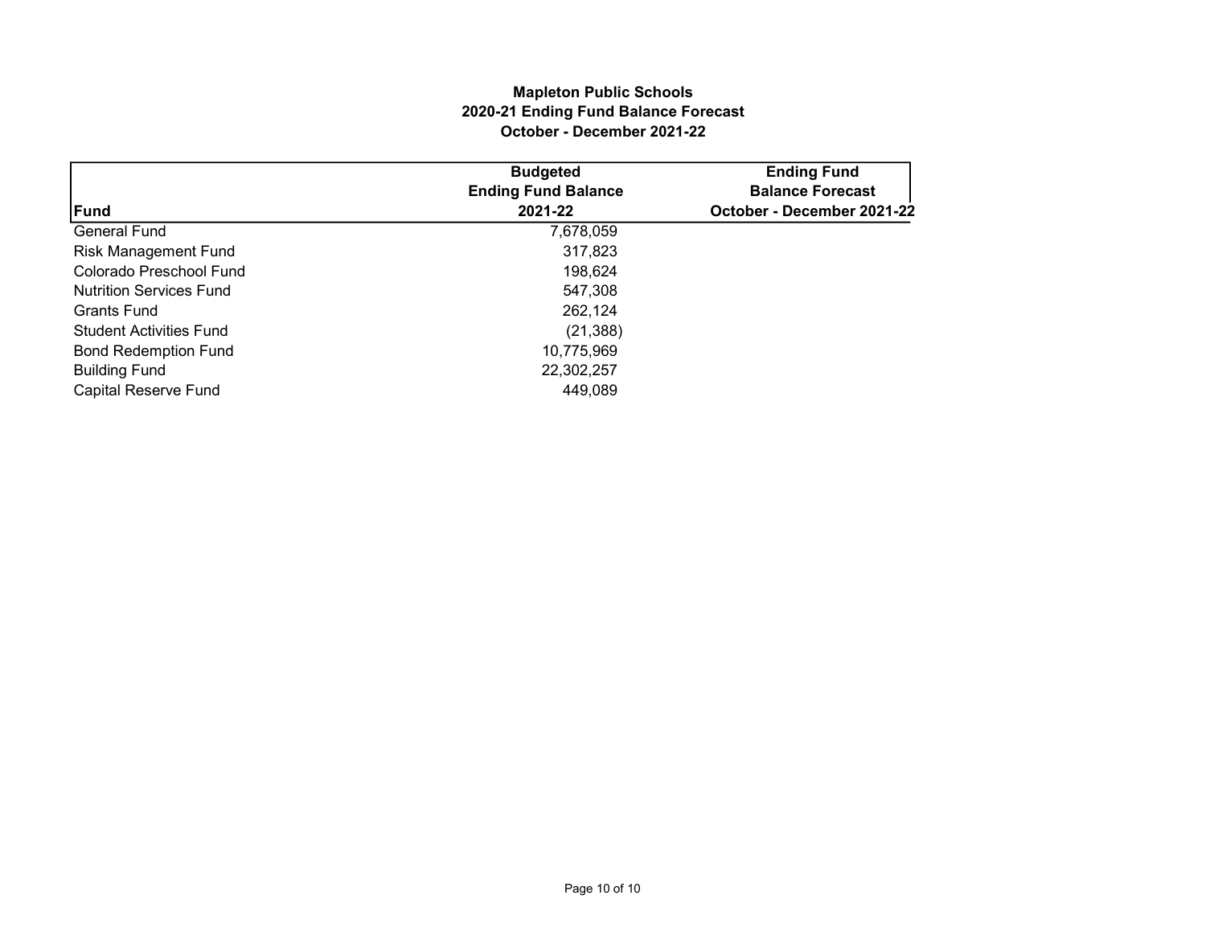# Mapleton Public Schools
## 2020-21 Ending Fund Balance Forecast
## October - December 2021-22

| Fund | Budgeted Ending Fund Balance 2021-22 | Ending Fund Balance Forecast October - December 2021-22 |
|---|---|---|
| General Fund | 7,678,059 | |
| Risk Management Fund | 317,823 | |
| Colorado Preschool Fund | 198,624 | |
| Nutrition Services Fund | 547,308 | |
| Grants Fund | 262,124 | |
| Student Activities Fund | (21,388) | |
| Bond Redemption Fund | 10,775,969 | |
| Building Fund | 22,302,257 | |
| Capital Reserve Fund | 449,089 | |